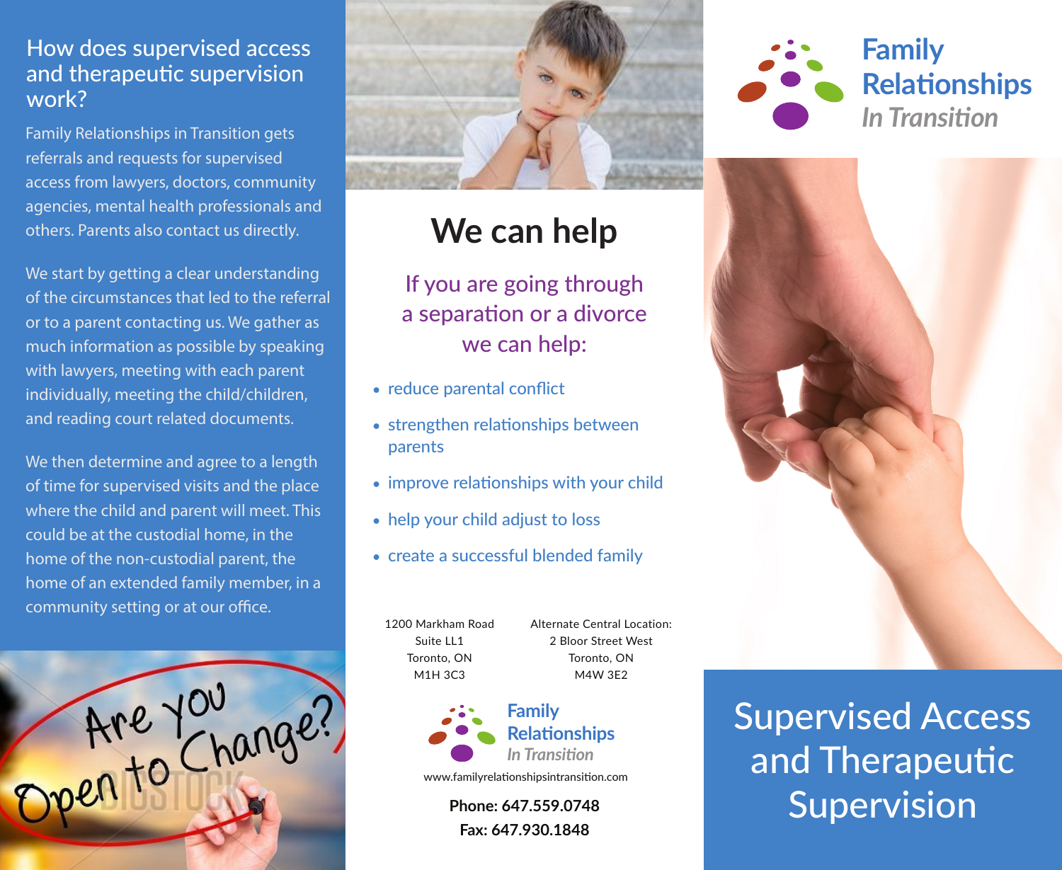## How does supervised access and therapeutic supervision work?

Family Relationships in Transition gets referrals and requests for supervised access from lawyers, doctors, community agencies, mental health professionals and others. Parents also contact us directly.

We start by getting a clear understanding of the circumstances that led to the referral or to a parent contacting us. We gather as much information as possible by speaking with lawyers, meeting with each parent individually, meeting the child/children, and reading court related documents.

We then determine and agree to a length of time for supervised visits and the place where the child and parent will meet. This could be at the custodial home, in the home of the non-custodial parent, the home of an extended family member, in a community setting or at our office.

# We can help

If you are going through a separation or a divorce we can help:

- reduce parental conflict
- strengthen relationships between parents
- improve relationships with your child
- help your child adjust to loss
- create a successful blended family

1200 Markham Road
Suite LL1
Toronto, ON
M1H 3C3

Alternate Central Location:
2 Bloor Street West
Toronto, ON
M4W 3E2

Family Relationships *In Transition*

www.familyrelationshipsintransition.com

**Phone: 647.559.0748**
**Fax: 647.930.1848**

Family Relationships *In Transition*

# Supervised Access and Therapeutic Supervision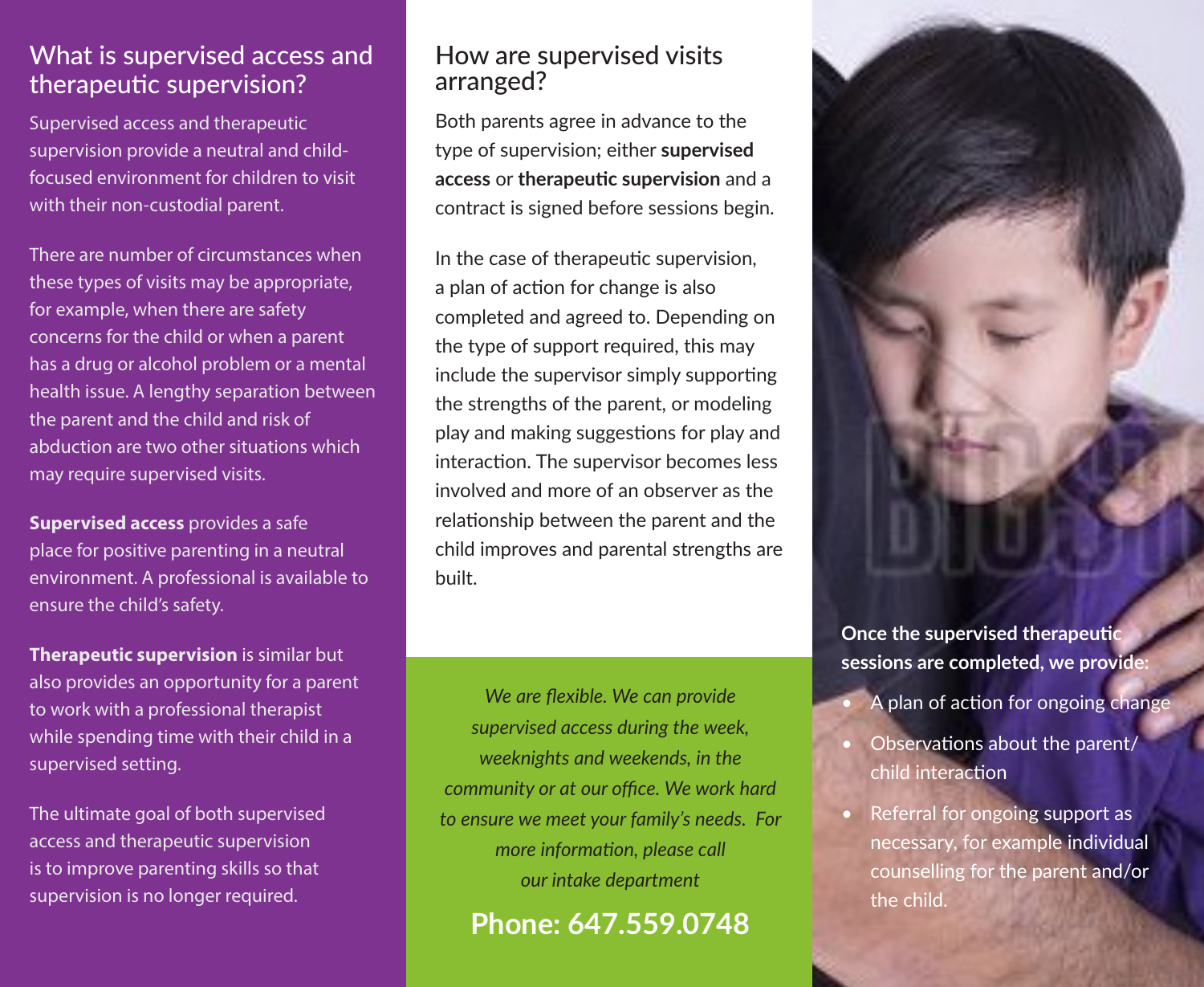## What is supervised access and therapeutic supervision?

Supervised access and therapeutic supervision provide a neutral and child-focused environment for children to visit with their non-custodial parent.

There are number of circumstances when these types of visits may be appropriate, for example, when there are safety concerns for the child or when a parent has a drug or alcohol problem or a mental health issue. A lengthy separation between the parent and the child and risk of abduction are two other situations which may require supervised visits.

**Supervised access** provides a safe place for positive parenting in a neutral environment. A professional is available to ensure the child's safety.

**Therapeutic supervision** is similar but also provides an opportunity for a parent to work with a professional therapist while spending time with their child in a supervised setting.

The ultimate goal of both supervised access and therapeutic supervision is to improve parenting skills so that supervision is no longer required.

## How are supervised visits arranged?

Both parents agree in advance to the type of supervision; either **supervised access** or **therapeutic supervision** and a contract is signed before sessions begin.

In the case of therapeutic supervision, a plan of action for change is also completed and agreed to. Depending on the type of support required, this may include the supervisor simply supporting the strengths of the parent, or modeling play and making suggestions for play and interaction. The supervisor becomes less involved and more of an observer as the relationship between the parent and the child improves and parental strengths are built.

*We are flexible. We can provide supervised access during the week, weeknights and weekends, in the community or at our office. We work hard to ensure we meet your family's needs. For more information, please call our intake department*

**Phone: 647.559.0748**

**Once the supervised therapeutic sessions are completed, we provide:**

- A plan of action for ongoing change
- Observations about the parent/child interaction
- Referral for ongoing support as necessary, for example individual counselling for the parent and/or the child.